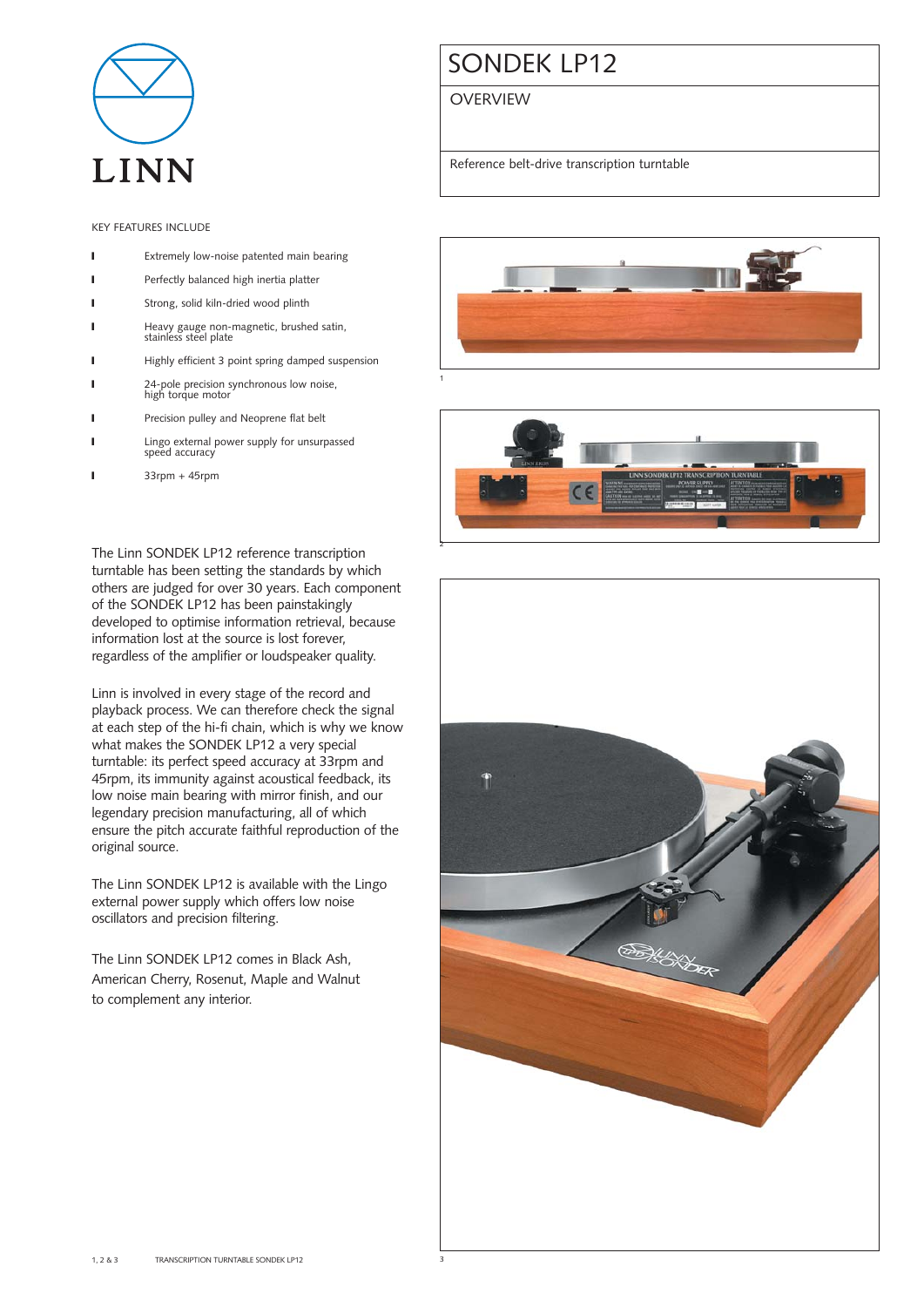LINN

# SONDEK LP12

## OVERVIEW

Reference belt-drive transcription turntable

KEY FEATURES INCLUDE

- Extremely low-noise patented main bearing
- Perfectly balanced high inertia platter
- Strong, solid kiln-dried wood plinth
- Heavy gauge non-magnetic, brushed satin, stainless steel plate
- Highly efficient 3 point spring damped suspension
- 24-pole precision synchronous low noise, high torque motor
- Precision pulley and Neoprene flat belt
- Lingo external power supply for unsurpassed speed accuracy
- 33rpm + 45rpm

The Linn SONDEK LP12 reference transcription turntable has been setting the standards by which others are judged for over 30 years. Each component of the SONDEK LP12 has been painstakingly developed to optimise information retrieval, because information lost at the source is lost forever, regardless of the amplifier or loudspeaker quality.

Linn is involved in every stage of the record and playback process. We can therefore check the signal at each step of the hi-fi chain, which is why we know what makes the SONDEK LP12 a very special turntable: its perfect speed accuracy at 33rpm and 45rpm, its immunity against acoustical feedback, its low noise main bearing with mirror finish, and our legendary precision manufacturing, all of which ensure the pitch accurate faithful reproduction of the original source.

The Linn SONDEK LP12 is available with the Lingo external power supply which offers low noise oscillators and precision filtering.

The Linn SONDEK LP12 comes in Black Ash, American Cherry, Rosenut, Maple and Walnut to complement any interior.

1

2

3

1, 2 & 3 TRANSCRIPTION TURNTABLE SONDEK LP12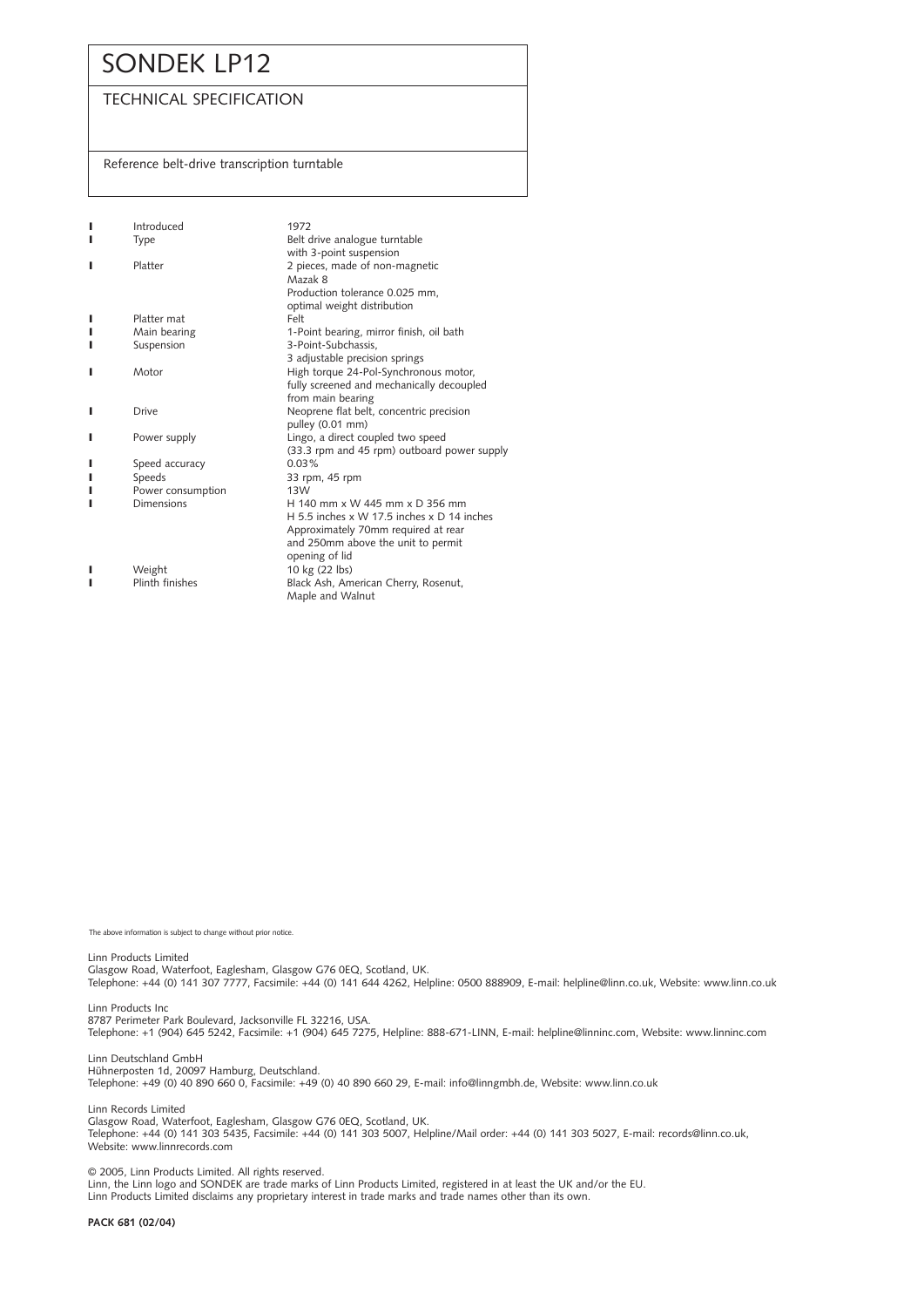# SONDEK LP12

## TECHNICAL SPECIFICATION

Reference belt-drive transcription turntable

| | |
|---|---|
| Introduced | 1972 |
| Type | Belt drive analogue turntable with 3-point suspension |
| Platter | 2 pieces, made of non-magnetic Mazak 8<br>Production tolerance 0.025 mm, optimal weight distribution |
| Platter mat | Felt |
| Main bearing | 1-Point bearing, mirror finish, oil bath |
| Suspension | 3-Point-Subchassis, 3 adjustable precision springs |
| Motor | High torque 24-Pol-Synchronous motor, fully screened and mechanically decoupled from main bearing |
| Drive | Neoprene flat belt, concentric precision pulley (0.01 mm) |
| Power supply | Lingo, a direct coupled two speed (33.3 rpm and 45 rpm) outboard power supply |
| Speed accuracy | 0.03% |
| Speeds | 33 rpm, 45 rpm |
| Power consumption | 13W |
| Dimensions | H 140 mm x W 445 mm x D 356 mm<br>H 5.5 inches x W 17.5 inches x D 14 inches<br>Approximately 70mm required at rear and 250mm above the unit to permit opening of lid |
| Weight | 10 kg (22 lbs) |
| Plinth finishes | Black Ash, American Cherry, Rosenut, Maple and Walnut |

The above information is subject to change without prior notice.

Linn Products Limited
Glasgow Road, Waterfoot, Eaglesham, Glasgow G76 0EQ, Scotland, UK.
Telephone: +44 (0) 141 307 7777, Facsimile: +44 (0) 141 644 4262, Helpline: 0500 888909, E-mail: helpline@linn.co.uk, Website: www.linn.co.uk

Linn Products Inc
8787 Perimeter Park Boulevard, Jacksonville FL 32216, USA.
Telephone: +1 (904) 645 5242, Facsimile: +1 (904) 645 7275, Helpline: 888-671-LINN, E-mail: helpline@linninc.com, Website: www.linninc.com

Linn Deutschland GmbH
Hühnerposten 1d, 20097 Hamburg, Deutschland.
Telephone: +49 (0) 40 890 660 0, Facsimile: +49 (0) 40 890 660 29, E-mail: info@linngmbh.de, Website: www.linn.co.uk

Linn Records Limited
Glasgow Road, Waterfoot, Eaglesham, Glasgow G76 0EQ, Scotland, UK.
Telephone: +44 (0) 141 303 5435, Facsimile: +44 (0) 141 303 5007, Helpline/Mail order: +44 (0) 141 303 5027, E-mail: records@linn.co.uk, Website: www.linnrecords.com

© 2005, Linn Products Limited. All rights reserved.
Linn, the Linn logo and SONDEK are trade marks of Linn Products Limited, registered in at least the UK and/or the EU.
Linn Products Limited disclaims any proprietary interest in trade marks and trade names other than its own.

**PACK 681 (02/04)**